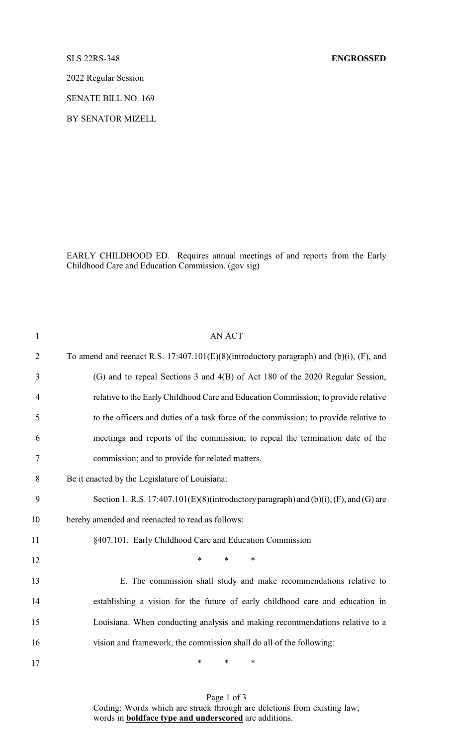SLS 22RS-348 **ENGROSSED**

2022 Regular Session

SENATE BILL NO. 169

BY SENATOR MIZELL

EARLY CHILDHOOD ED. Requires annual meetings of and reports from the Early Childhood Care and Education Commission. (gov sig)

AN ACT

To amend and reenact R.S. 17:407.101(E)(8)(introductory paragraph) and (b)(i), (F), and (G) and to repeal Sections 3 and 4(B) of Act 180 of the 2020 Regular Session, relative to the Early Childhood Care and Education Commission; to provide relative to the officers and duties of a task force of the commission; to provide relative to meetings and reports of the commission; to repeal the termination date of the commission; and to provide for related matters.

Be it enacted by the Legislature of Louisiana:

Section 1. R.S. 17:407.101(E)(8)(introductory paragraph) and (b)(i), (F), and (G) are hereby amended and reenacted to read as follows:

§407.101. Early Childhood Care and Education Commission

\* \* \*

E. The commission shall study and make recommendations relative to establishing a vision for the future of early childhood care and education in Louisiana. When conducting analysis and making recommendations relative to a vision and framework, the commission shall do all of the following:

\* \* \*

Coding: Words which are ~~struck through~~ are deletions from existing law; words in **boldface type and underscored** are additions.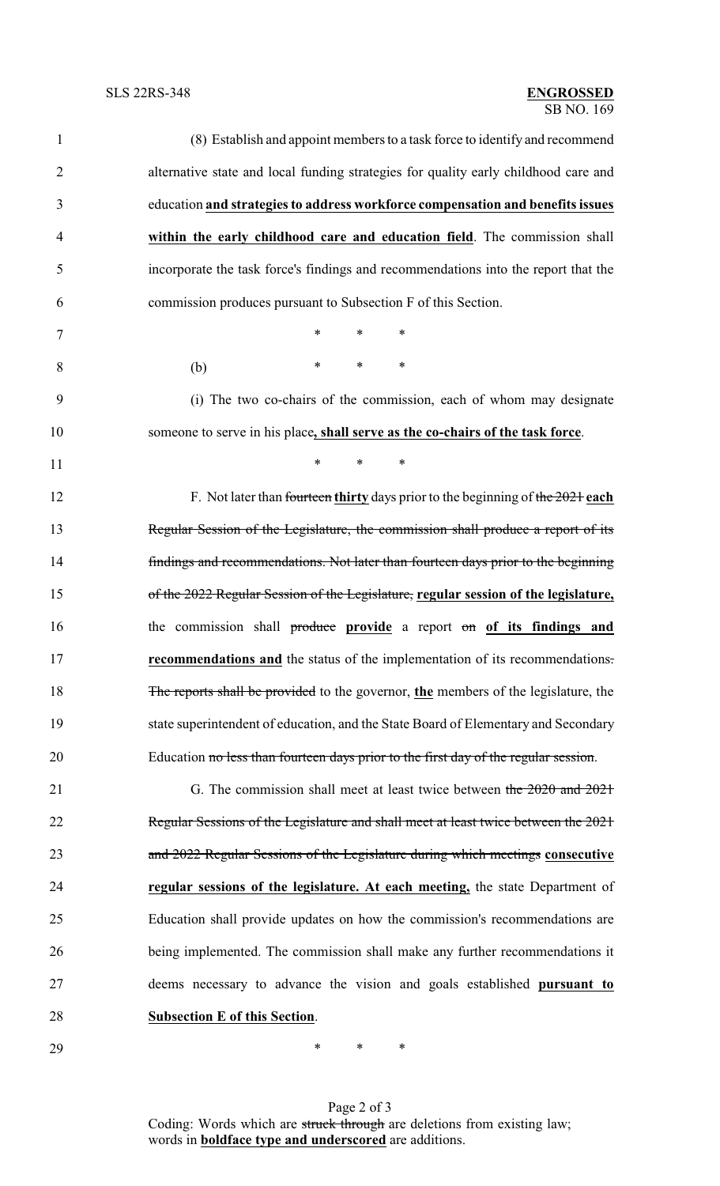(8) Establish and appoint members to a task force to identify and recommend alternative state and local funding strategies for quality early childhood care and education **and strategies to address workforce compensation and benefits issues within the early childhood care and education field**. The commission shall incorporate the task force's findings and recommendations into the report that the commission produces pursuant to Subsection F of this Section.

\* \* \*

(b) \* \* \*

(i) The two co-chairs of the commission, each of whom may designate someone to serve in his place**, shall serve as the co-chairs of the task force**.

\* \* \*

F. Not later than ~~fourteen~~ **thirty** days prior to the beginning of ~~the 2021~~ **each** ~~Regular Session of the Legislature, the commission shall produce a report of its findings and recommendations. Not later than fourteen days prior to the beginning of the 2022 Regular Session of the Legislature,~~ **regular session of the legislature,** the commission shall ~~produce~~ **provide** a report ~~on~~ **of its findings and recommendations and** the status of the implementation of its recommendations~~.~~ ~~The reports shall be provided~~ to the governor, **the** members of the legislature, the state superintendent of education, and the State Board of Elementary and Secondary Education ~~no less than fourteen days prior to the first day of the regular session~~.

G. The commission shall meet at least twice between ~~the 2020 and 2021 Regular Sessions of the Legislature and shall meet at least twice between the 2021 and 2022 Regular Sessions of the Legislature during which meetings~~ **consecutive regular sessions of the legislature. At each meeting,** the state Department of Education shall provide updates on how the commission's recommendations are being implemented. The commission shall make any further recommendations it deems necessary to advance the vision and goals established **pursuant to Subsection E of this Section**.

\* \* \*

Coding: Words which are ~~struck through~~ are deletions from existing law; words in **boldface type and underscored** are additions.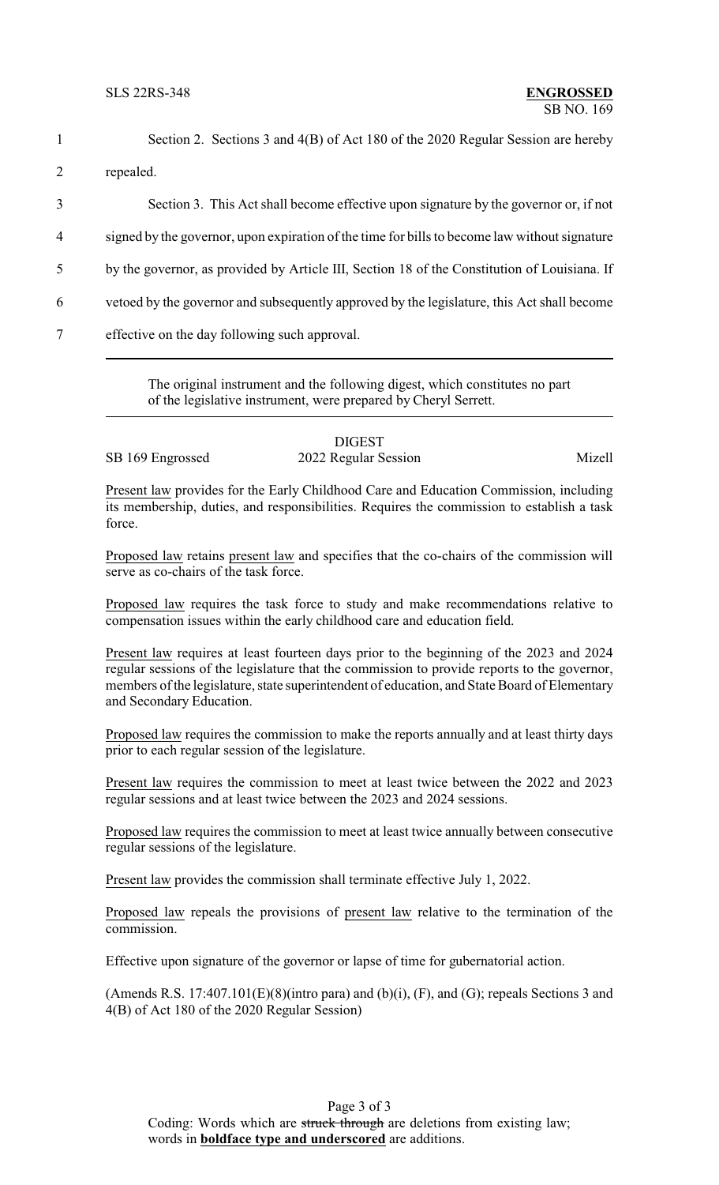Section 2. Sections 3 and 4(B) of Act 180 of the 2020 Regular Session are hereby repealed.

Section 3. This Act shall become effective upon signature by the governor or, if not signed by the governor, upon expiration of the time for bills to become law without signature by the governor, as provided by Article III, Section 18 of the Constitution of Louisiana. If vetoed by the governor and subsequently approved by the legislature, this Act shall become effective on the day following such approval.

The original instrument and the following digest, which constitutes no part of the legislative instrument, were prepared by Cheryl Serrett.

DIGEST

SB 169 Engrossed — 2022 Regular Session — Mizell

Present law provides for the Early Childhood Care and Education Commission, including its membership, duties, and responsibilities. Requires the commission to establish a task force.

Proposed law retains present law and specifies that the co-chairs of the commission will serve as co-chairs of the task force.

Proposed law requires the task force to study and make recommendations relative to compensation issues within the early childhood care and education field.

Present law requires at least fourteen days prior to the beginning of the 2023 and 2024 regular sessions of the legislature that the commission to provide reports to the governor, members of the legislature, state superintendent of education, and State Board of Elementary and Secondary Education.

Proposed law requires the commission to make the reports annually and at least thirty days prior to each regular session of the legislature.

Present law requires the commission to meet at least twice between the 2022 and 2023 regular sessions and at least twice between the 2023 and 2024 sessions.

Proposed law requires the commission to meet at least twice annually between consecutive regular sessions of the legislature.

Present law provides the commission shall terminate effective July 1, 2022.

Proposed law repeals the provisions of present law relative to the termination of the commission.

Effective upon signature of the governor or lapse of time for gubernatorial action.

(Amends R.S. 17:407.101(E)(8)(intro para) and (b)(i), (F), and (G); repeals Sections 3 and 4(B) of Act 180 of the 2020 Regular Session)

Coding: Words which are ~~struck through~~ are deletions from existing law; words in **boldface type and underscored** are additions.